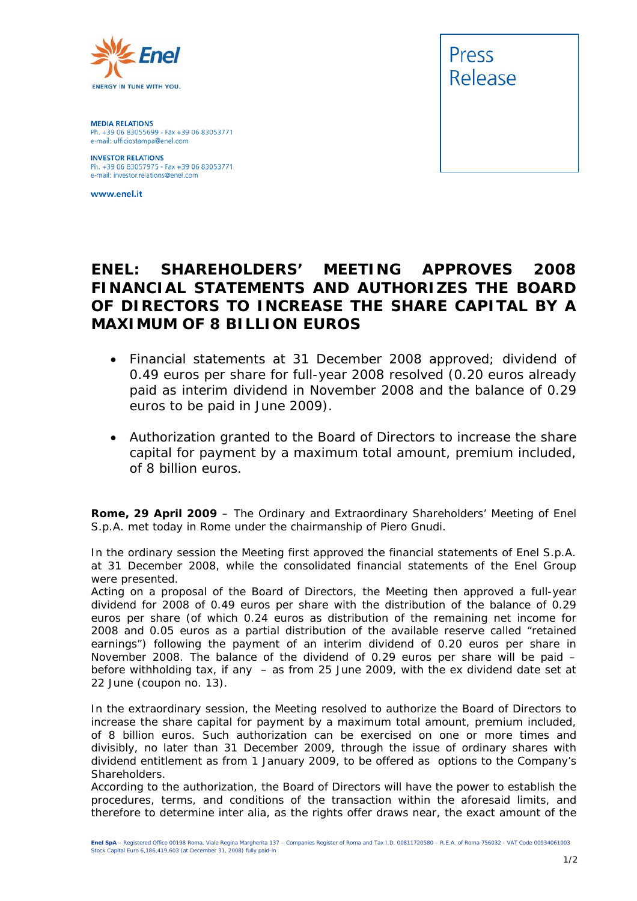MEDIA RELATIONS
Ph. +39 06 83055699 - Fax +39 06 83053771
e-mail: ufficiostampa@enel.com

INVESTOR RELATIONS
Ph. +39 06 83057975 - Fax +39 06 83053771
e-mail: investor.relations@enel.com

www.enel.it

Press Release

# ENEL: SHAREHOLDERS' MEETING APPROVES 2008 FINANCIAL STATEMENTS AND AUTHORIZES THE BOARD OF DIRECTORS TO INCREASE THE SHARE CAPITAL BY A MAXIMUM OF 8 BILLION EUROS

- Financial statements at 31 December 2008 approved; dividend of 0.49 euros per share for full-year 2008 resolved (0.20 euros already paid as interim dividend in November 2008 and the balance of 0.29 euros to be paid in June 2009).
- Authorization granted to the Board of Directors to increase the share capital for payment by a maximum total amount, premium included, of 8 billion euros.

**Rome, 29 April 2009** – The Ordinary and Extraordinary Shareholders' Meeting of Enel S.p.A. met today in Rome under the chairmanship of Piero Gnudi.

In the ordinary session the Meeting first approved the financial statements of Enel S.p.A. at 31 December 2008, while the consolidated financial statements of the Enel Group were presented.
Acting on a proposal of the Board of Directors, the Meeting then approved a full-year dividend for 2008 of 0.49 euros per share with the distribution of the balance of 0.29 euros per share (of which 0.24 euros as distribution of the remaining net income for 2008 and 0.05 euros as a partial distribution of the available reserve called "retained earnings") following the payment of an interim dividend of 0.20 euros per share in November 2008. The balance of the dividend of 0.29 euros per share will be paid – before withholding tax, if any – as from 25 June 2009, with the ex dividend date set at 22 June (coupon no. 13).

In the extraordinary session, the Meeting resolved to authorize the Board of Directors to increase the share capital for payment by a maximum total amount, premium included, of 8 billion euros. Such authorization can be exercised on one or more times and divisibly, no later than 31 December 2009, through the issue of ordinary shares with dividend entitlement as from 1 January 2009, to be offered as options to the Company's Shareholders.
According to the authorization, the Board of Directors will have the power to establish the procedures, terms, and conditions of the transaction within the aforesaid limits, and therefore to determine inter alia, as the rights offer draws near, the exact amount of the

**Enel SpA** – Registered Office 00198 Roma, Viale Regina Margherita 137 – Companies Register of Roma and Tax I.D. 00811720580 – R.E.A. of Roma 756032 - VAT Code 00934061003
Stock Capital Euro 6,186,419,603 (at December 31, 2008) fully paid-in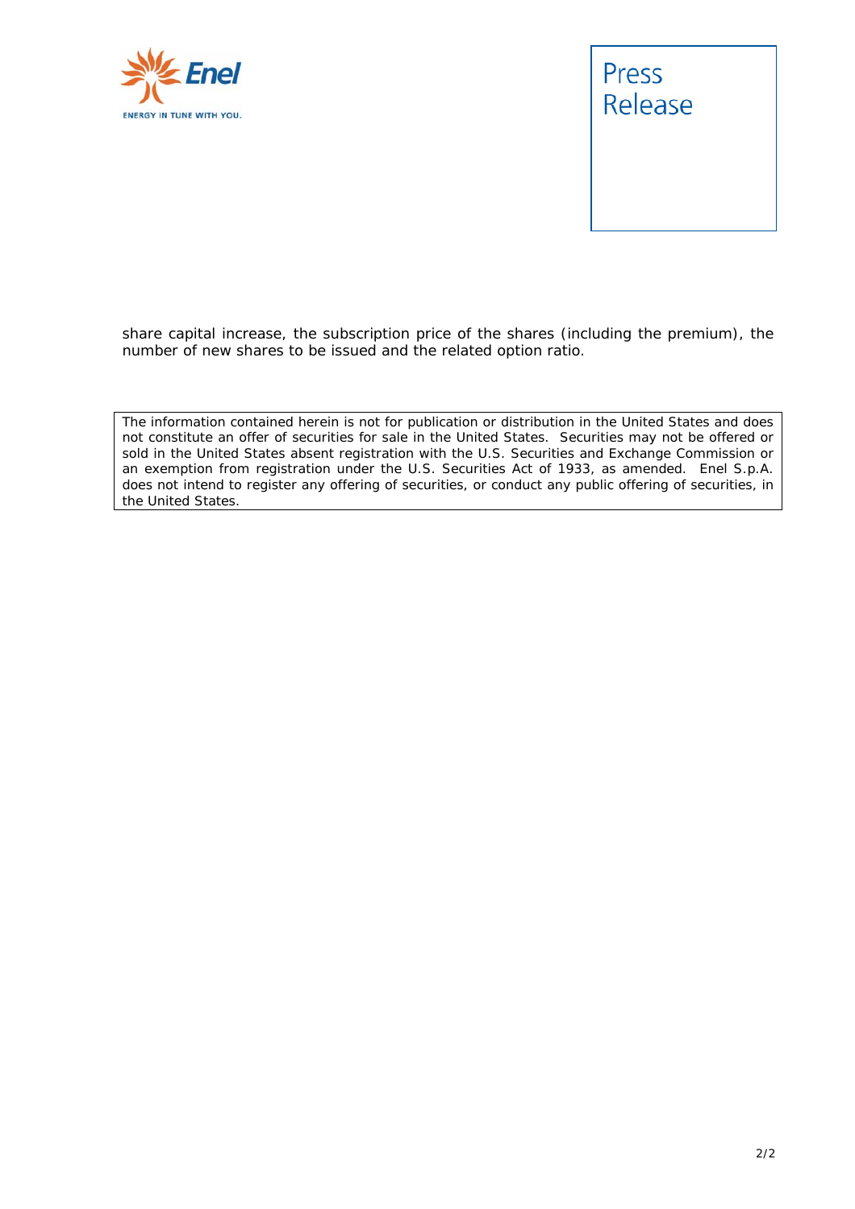share capital increase, the subscription price of the shares (including the premium), the number of new shares to be issued and the related option ratio.

| |
|---|
| The information contained herein is not for publication or distribution in the United States and does not constitute an offer of securities for sale in the United States. Securities may not be offered or sold in the United States absent registration with the U.S. Securities and Exchange Commission or an exemption from registration under the U.S. Securities Act of 1933, as amended. Enel S.p.A. does not intend to register any offering of securities, or conduct any public offering of securities, in the United States. |